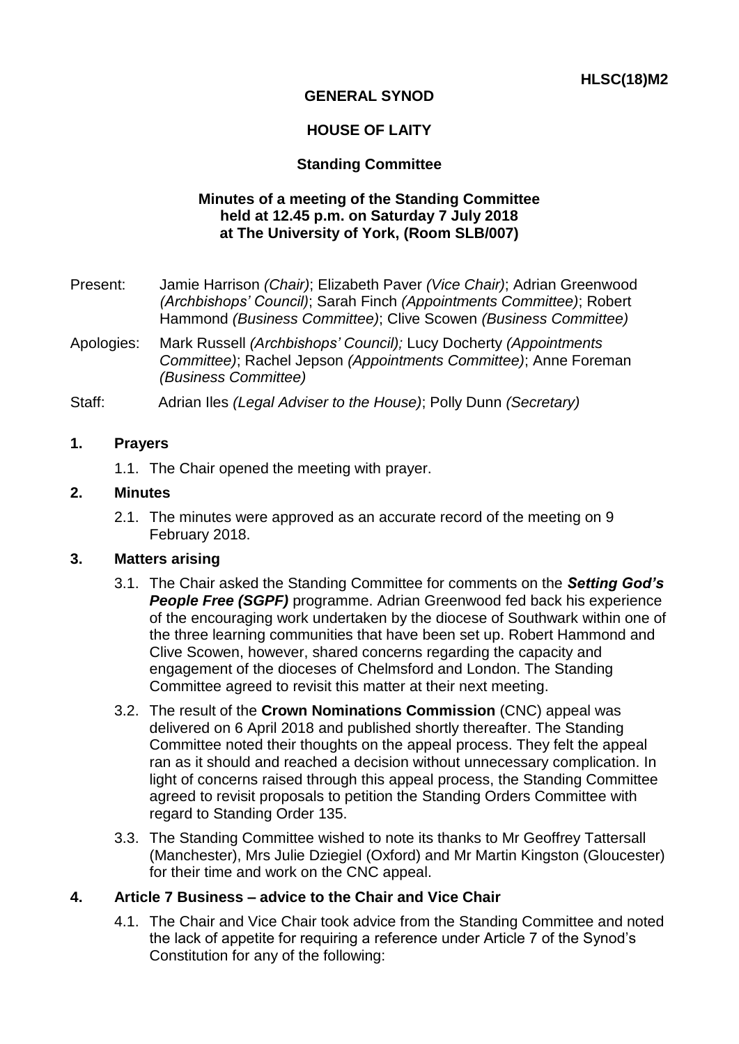**HLSC(18)M2**

**GENERAL SYNOD**

**HOUSE OF LAITY**

**Standing Committee**

**Minutes of a meeting of the Standing Committee held at 12.45 p.m. on Saturday 7 July 2018 at The University of York, (Room SLB/007)**

Present: Jamie Harrison *(Chair)*; Elizabeth Paver *(Vice Chair)*; Adrian Greenwood *(Archbishops' Council)*; Sarah Finch *(Appointments Committee)*; Robert Hammond *(Business Committee)*; Clive Scowen *(Business Committee)*

Apologies: Mark Russell *(Archbishops' Council);* Lucy Docherty *(Appointments Committee)*; Rachel Jepson *(Appointments Committee)*; Anne Foreman *(Business Committee)*

Staff: Adrian Iles *(Legal Adviser to the House)*; Polly Dunn *(Secretary)*

## 1. Prayers

1.1. The Chair opened the meeting with prayer.

## 2. Minutes

2.1. The minutes were approved as an accurate record of the meeting on 9 February 2018.

## 3. Matters arising

3.1. The Chair asked the Standing Committee for comments on the ***Setting God's People Free (SGPF)*** programme. Adrian Greenwood fed back his experience of the encouraging work undertaken by the diocese of Southwark within one of the three learning communities that have been set up. Robert Hammond and Clive Scowen, however, shared concerns regarding the capacity and engagement of the dioceses of Chelmsford and London. The Standing Committee agreed to revisit this matter at their next meeting.

3.2. The result of the **Crown Nominations Commission** (CNC) appeal was delivered on 6 April 2018 and published shortly thereafter. The Standing Committee noted their thoughts on the appeal process. They felt the appeal ran as it should and reached a decision without unnecessary complication. In light of concerns raised through this appeal process, the Standing Committee agreed to revisit proposals to petition the Standing Orders Committee with regard to Standing Order 135.

3.3. The Standing Committee wished to note its thanks to Mr Geoffrey Tattersall (Manchester), Mrs Julie Dziegiel (Oxford) and Mr Martin Kingston (Gloucester) for their time and work on the CNC appeal.

## 4. Article 7 Business – advice to the Chair and Vice Chair

4.1. The Chair and Vice Chair took advice from the Standing Committee and noted the lack of appetite for requiring a reference under Article 7 of the Synod's Constitution for any of the following: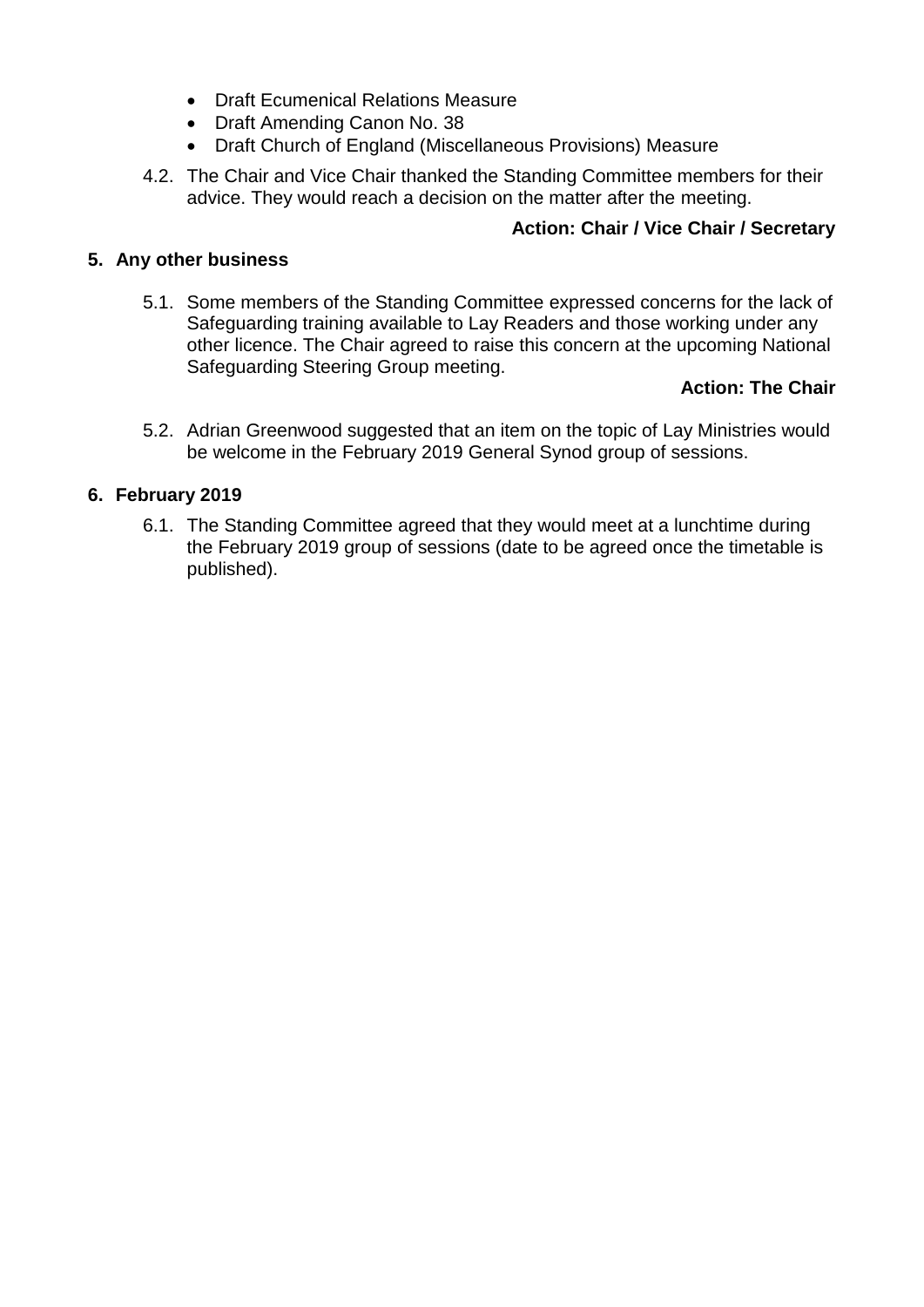- Draft Ecumenical Relations Measure
- Draft Amending Canon No. 38
- Draft Church of England (Miscellaneous Provisions) Measure

4.2. The Chair and Vice Chair thanked the Standing Committee members for their advice. They would reach a decision on the matter after the meeting.

**Action: Chair / Vice Chair / Secretary**

## 5. Any other business

5.1. Some members of the Standing Committee expressed concerns for the lack of Safeguarding training available to Lay Readers and those working under any other licence. The Chair agreed to raise this concern at the upcoming National Safeguarding Steering Group meeting.

**Action: The Chair**

5.2. Adrian Greenwood suggested that an item on the topic of Lay Ministries would be welcome in the February 2019 General Synod group of sessions.

## 6. February 2019

6.1. The Standing Committee agreed that they would meet at a lunchtime during the February 2019 group of sessions (date to be agreed once the timetable is published).